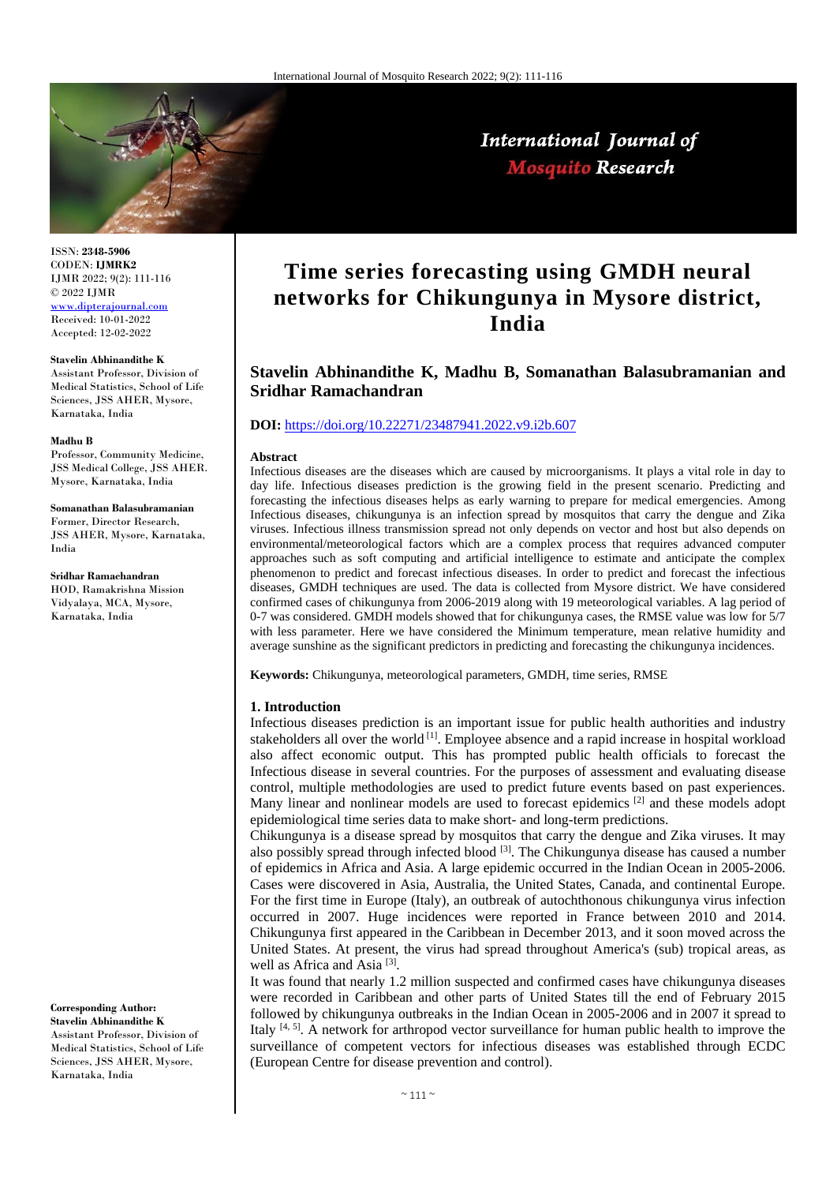ISSN: **2348-5906**
CODEN: **IJMRK2**
IJMR 2022; 9(2): 111-116
© 2022 IJMR
www.dipterajournal.com
Received: 10-01-2022
Accepted: 12-02-2022

**Stavelin Abhinandithe K**
Assistant Professor, Division of Medical Statistics, School of Life Sciences, JSS AHER, Mysore, Karnataka, India

**Madhu B**
Professor, Community Medicine, JSS Medical College, JSS AHER. Mysore, Karnataka, India

**Somanathan Balasubramanian**
Former, Director Research, JSS AHER, Mysore, Karnataka, India

**Sridhar Ramachandran**
HOD, Ramakrishna Mission Vidyalaya, MCA, Mysore, Karnataka, India

**Corresponding Author:**
**Stavelin Abhinandithe K**
Assistant Professor, Division of Medical Statistics, School of Life Sciences, JSS AHER, Mysore, Karnataka, India

# Time series forecasting using GMDH neural networks for Chikungunya in Mysore district, India

**Stavelin Abhinandithe K, Madhu B, Somanathan Balasubramanian and Sridhar Ramachandran**

**DOI:** https://doi.org/10.22271/23487941.2022.v9.i2b.607

### Abstract

Infectious diseases are the diseases which are caused by microorganisms. It plays a vital role in day to day life. Infectious diseases prediction is the growing field in the present scenario. Predicting and forecasting the infectious diseases helps as early warning to prepare for medical emergencies. Among Infectious diseases, chikungunya is an infection spread by mosquitos that carry the dengue and Zika viruses. Infectious illness transmission spread not only depends on vector and host but also depends on environmental/meteorological factors which are a complex process that requires advanced computer approaches such as soft computing and artificial intelligence to estimate and anticipate the complex phenomenon to predict and forecast infectious diseases. In order to predict and forecast the infectious diseases, GMDH techniques are used. The data is collected from Mysore district. We have considered confirmed cases of chikungunya from 2006-2019 along with 19 meteorological variables. A lag period of 0-7 was considered. GMDH models showed that for chikungunya cases, the RMSE value was low for 5/7 with less parameter. Here we have considered the Minimum temperature, mean relative humidity and average sunshine as the significant predictors in predicting and forecasting the chikungunya incidences.

**Keywords:** Chikungunya, meteorological parameters, GMDH, time series, RMSE

## 1. Introduction

Infectious diseases prediction is an important issue for public health authorities and industry stakeholders all over the world [1]. Employee absence and a rapid increase in hospital workload also affect economic output. This has prompted public health officials to forecast the Infectious disease in several countries. For the purposes of assessment and evaluating disease control, multiple methodologies are used to predict future events based on past experiences. Many linear and nonlinear models are used to forecast epidemics [2] and these models adopt epidemiological time series data to make short- and long-term predictions.

Chikungunya is a disease spread by mosquitos that carry the dengue and Zika viruses. It may also possibly spread through infected blood [3]. The Chikungunya disease has caused a number of epidemics in Africa and Asia. A large epidemic occurred in the Indian Ocean in 2005-2006. Cases were discovered in Asia, Australia, the United States, Canada, and continental Europe. For the first time in Europe (Italy), an outbreak of autochthonous chikungunya virus infection occurred in 2007. Huge incidences were reported in France between 2010 and 2014. Chikungunya first appeared in the Caribbean in December 2013, and it soon moved across the United States. At present, the virus had spread throughout America's (sub) tropical areas, as well as Africa and Asia [3].

It was found that nearly 1.2 million suspected and confirmed cases have chikungunya diseases were recorded in Caribbean and other parts of United States till the end of February 2015 followed by chikungunya outbreaks in the Indian Ocean in 2005-2006 and in 2007 it spread to Italy [4, 5]. A network for arthropod vector surveillance for human public health to improve the surveillance of competent vectors for infectious diseases was established through ECDC (European Centre for disease prevention and control).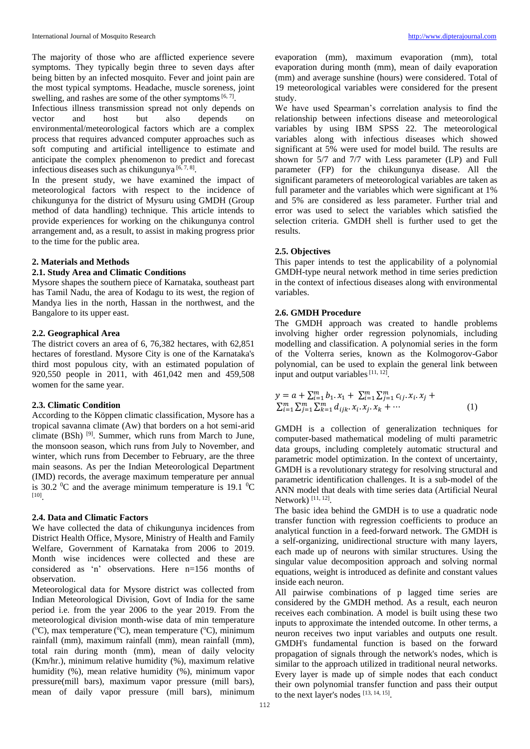The majority of those who are afflicted experience severe symptoms. They typically begin three to seven days after being bitten by an infected mosquito. Fever and joint pain are the most typical symptoms. Headache, muscle soreness, joint swelling, and rashes are some of the other symptoms [6, 7].

Infectious illness transmission spread not only depends on vector and host but also depends on environmental/meteorological factors which are a complex process that requires advanced computer approaches such as soft computing and artificial intelligence to estimate and anticipate the complex phenomenon to predict and forecast infectious diseases such as chikungunya [6, 7, 8].

In the present study, we have examined the impact of meteorological factors with respect to the incidence of chikungunya for the district of Mysuru using GMDH (Group method of data handling) technique. This article intends to provide experiences for working on the chikungunya control arrangement and, as a result, to assist in making progress prior to the time for the public area.

## 2. Materials and Methods

### 2.1. Study Area and Climatic Conditions

Mysore shapes the southern piece of Karnataka, southeast part has Tamil Nadu, the area of Kodagu to its west, the region of Mandya lies in the north, Hassan in the northwest, and the Bangalore to its upper east.

### 2.2. Geographical Area

The district covers an area of 6, 76,382 hectares, with 62,851 hectares of forestland. Mysore City is one of the Karnataka's third most populous city, with an estimated population of 920,550 people in 2011, with 461,042 men and 459,508 women for the same year.

### 2.3. Climatic Condition

According to the Köppen climatic classification, Mysore has a tropical savanna climate (Aw) that borders on a hot semi-arid climate (BSh) [9]. Summer, which runs from March to June, the monsoon season, which runs from July to November, and winter, which runs from December to February, are the three main seasons. As per the Indian Meteorological Department (IMD) records, the average maximum temperature per annual is 30.2 $^{0}$C and the average minimum temperature is 19.1 $^{0}$C [10].

### 2.4. Data and Climatic Factors

We have collected the data of chikungunya incidences from District Health Office, Mysore, Ministry of Health and Family Welfare, Government of Karnataka from 2006 to 2019. Month wise incidences were collected and these are considered as 'n' observations. Here n=156 months of observation.

Meteorological data for Mysore district was collected from Indian Meteorological Division, Govt of India for the same period i.e. from the year 2006 to the year 2019. From the meteorological division month-wise data of min temperature ($^{o}$C), max temperature ($^{o}$C), mean temperature ($^{o}$C), minimum rainfall (mm), maximum rainfall (mm), mean rainfall (mm), total rain during month (mm), mean of daily velocity (Km/hr.), minimum relative humidity (%), maximum relative humidity (%), mean relative humidity (%), minimum vapor pressure(mill bars), maximum vapor pressure (mill bars), mean of daily vapor pressure (mill bars), minimum evaporation (mm), maximum evaporation (mm), total evaporation during month (mm), mean of daily evaporation (mm) and average sunshine (hours) were considered. Total of 19 meteorological variables were considered for the present study.

We have used Spearman's correlation analysis to find the relationship between infections disease and meteorological variables by using IBM SPSS 22. The meteorological variables along with infectious diseases which showed significant at 5% were used for model build. The results are shown for 5/7 and 7/7 with Less parameter (LP) and Full parameter (FP) for the chikungunya disease. All the significant parameters of meteorological variables are taken as full parameter and the variables which were significant at 1% and 5% are considered as less parameter. Further trial and error was used to select the variables which satisfied the selection criteria. GMDH shell is further used to get the results.

### 2.5. Objectives

This paper intends to test the applicability of a polynomial GMDH-type neural network method in time series prediction in the context of infectious diseases along with environmental variables.

### 2.6. GMDH Procedure

The GMDH approach was created to handle problems involving higher order regression polynomials, including modelling and classification. A polynomial series in the form of the Volterra series, known as the Kolmogorov-Gabor polynomial, can be used to explain the general link between input and output variables [11, 12].

$$y = a + \sum_{i=1}^{m} b_1 . x_1 + \sum_{i=1}^{m} \sum_{j=1}^{m} c_{ij} . x_i . x_j + \sum_{i=1}^{m} \sum_{j=1}^{m} \sum_{k=1}^{m} d_{ijk} . x_i . x_j . x_k + \cdots \quad (1)$$

GMDH is a collection of generalization techniques for computer-based mathematical modeling of multi parametric data groups, including completely automatic structural and parametric model optimization. In the context of uncertainty, GMDH is a revolutionary strategy for resolving structural and parametric identification challenges. It is a sub-model of the ANN model that deals with time series data (Artificial Neural Network) [11, 12].

The basic idea behind the GMDH is to use a quadratic node transfer function with regression coefficients to produce an analytical function in a feed-forward network. The GMDH is a self-organizing, unidirectional structure with many layers, each made up of neurons with similar structures. Using the singular value decomposition approach and solving normal equations, weight is introduced as definite and constant values inside each neuron.

All pairwise combinations of p lagged time series are considered by the GMDH method. As a result, each neuron receives each combination. A model is built using these two inputs to approximate the intended outcome. In other terms, a neuron receives two input variables and outputs one result. GMDH's fundamental function is based on the forward propagation of signals through the network's nodes, which is similar to the approach utilized in traditional neural networks. Every layer is made up of simple nodes that each conduct their own polynomial transfer function and pass their output to the next layer's nodes [13, 14, 15].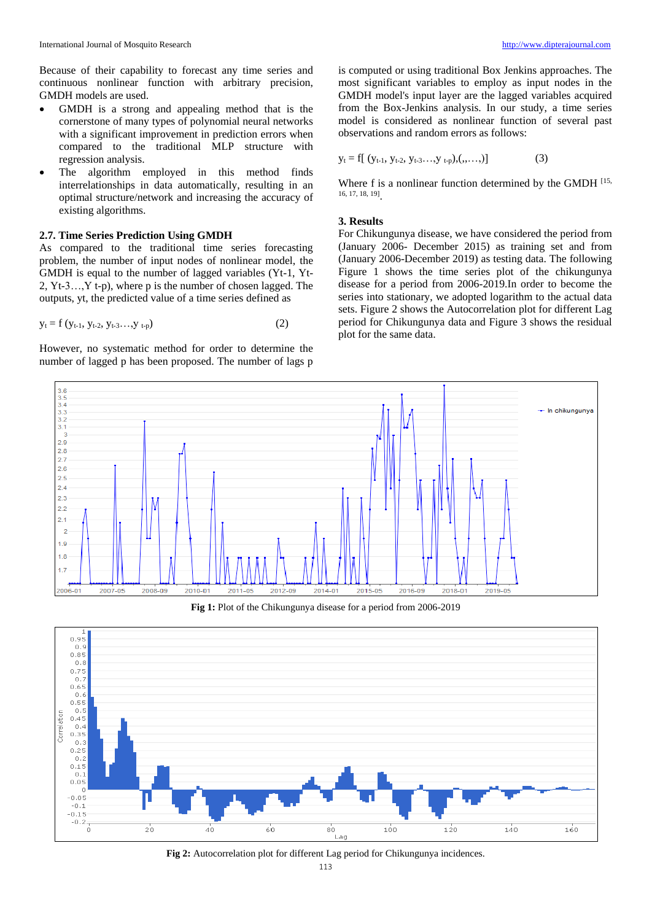Because of their capability to forecast any time series and continuous nonlinear function with arbitrary precision, GMDH models are used.

- GMDH is a strong and appealing method that is the cornerstone of many types of polynomial neural networks with a significant improvement in prediction errors when compared to the traditional MLP structure with regression analysis.
- The algorithm employed in this method finds interrelationships in data automatically, resulting in an optimal structure/network and increasing the accuracy of existing algorithms.

### 2.7. Time Series Prediction Using GMDH

As compared to the traditional time series forecasting problem, the number of input nodes of nonlinear model, the GMDH is equal to the number of lagged variables (Yt-1, Yt-2, Yt-3…,Y t-p), where p is the number of chosen lagged. The outputs, yt, the predicted value of a time series defined as

$$y_t = f\,(y_{t-1}, y_{t-2}, y_{t-3}\ldots, y_{t-p}) \qquad (2)$$

However, no systematic method for order to determine the number of lagged p has been proposed. The number of lags p is computed or using traditional Box Jenkins approaches. The most significant variables to employ as input nodes in the GMDH model's input layer are the lagged variables acquired from the Box-Jenkins analysis. In our study, a time series model is considered as nonlinear function of several past observations and random errors as follows:

$$y_t = f[\,(y_{t-1}, y_{t-2}, y_{t-3}\ldots, y_{t-p}),(,,\ldots,)] \qquad (3)$$

Where f is a nonlinear function determined by the GMDH [15, 16, 17, 18, 19].

### 3. Results

For Chikungunya disease, we have considered the period from (January 2006- December 2015) as training set and from (January 2006-December 2019) as testing data. The following Figure 1 shows the time series plot of the chikungunya disease for a period from 2006-2019.In order to become the series into stationary, we adopted logarithm to the actual data sets. Figure 2 shows the Autocorrelation plot for different Lag period for Chikungunya data and Figure 3 shows the residual plot for the same data.

**Fig 1:** Plot of the Chikungunya disease for a period from 2006-2019

**Fig 2:** Autocorrelation plot for different Lag period for Chikungunya incidences.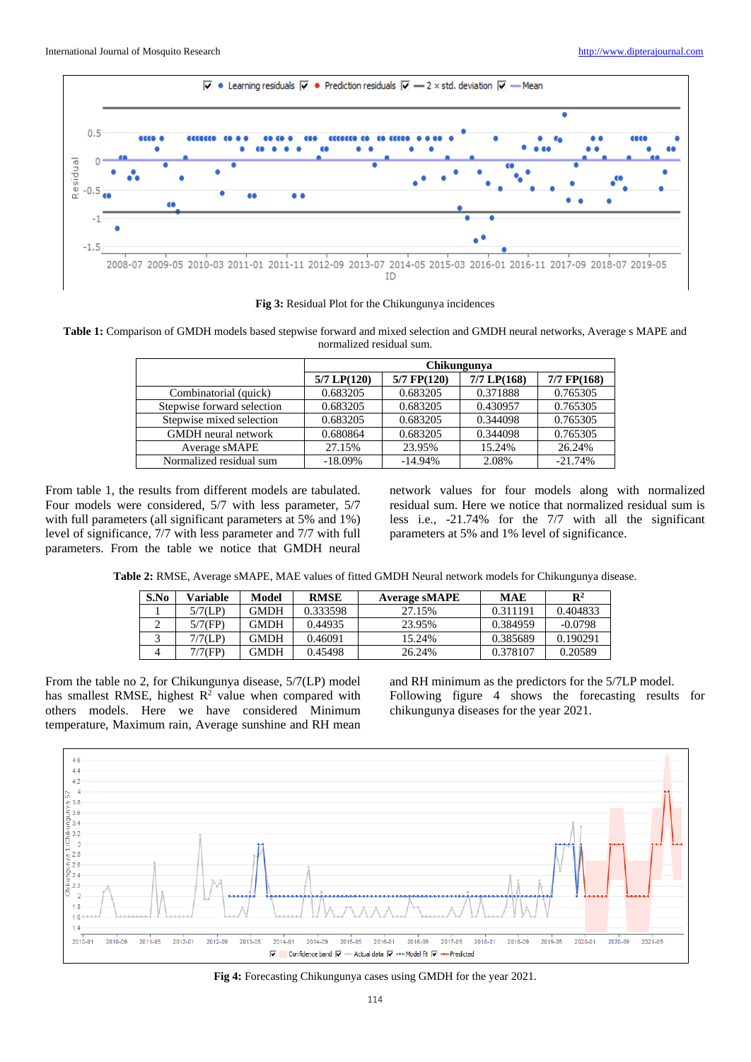Learning residuals Prediction residuals 2 × std. deviation Mean

0.5
0
-0.5
-1
-1.5

Residual

2008-07 2009-05 2010-03 2011-01 2011-11 2012-09 2013-07 2014-05 2015-03 2016-01 2016-11 2017-09 2018-07 2019-05

ID

**Fig 3:** Residual Plot for the Chikungunya incidences

**Table 1:** Comparison of GMDH models based stepwise forward and mixed selection and GMDH neural networks, Average s MAPE and normalized residual sum.

| | Chikungunya | | | |
|---|---|---|---|---|
| | 5/7 LP(120) | 5/7 FP(120) | 7/7 LP(168) | 7/7 FP(168) |
| Combinatorial (quick) | 0.683205 | 0.683205 | 0.371888 | 0.765305 |
| Stepwise forward selection | 0.683205 | 0.683205 | 0.430957 | 0.765305 |
| Stepwise mixed selection | 0.683205 | 0.683205 | 0.344098 | 0.765305 |
| GMDH neural network | 0.680864 | 0.683205 | 0.344098 | 0.765305 |
| Average sMAPE | 27.15% | 23.95% | 15.24% | 26.24% |
| Normalized residual sum | -18.09% | -14.94% | 2.08% | -21.74% |

From table 1, the results from different models are tabulated. Four models were considered, 5/7 with less parameter, 5/7 with full parameters (all significant parameters at 5% and 1%) level of significance, 7/7 with less parameter and 7/7 with full parameters. From the table we notice that GMDH neural network values for four models along with normalized residual sum. Here we notice that normalized residual sum is less i.e., -21.74% for the 7/7 with all the significant parameters at 5% and 1% level of significance.

**Table 2:** RMSE, Average sMAPE, MAE values of fitted GMDH Neural network models for Chikungunya disease.

| S.No | Variable | Model | RMSE | Average sMAPE | MAE | $R^2$ |
|---|---|---|---|---|---|---|
| 1 | 5/7(LP) | GMDH | 0.333598 | 27.15% | 0.311191 | 0.404833 |
| 2 | 5/7(FP) | GMDH | 0.44935 | 23.95% | 0.384959 | -0.0798 |
| 3 | 7/7(LP) | GMDH | 0.46091 | 15.24% | 0.385689 | 0.190291 |
| 4 | 7/7(FP) | GMDH | 0.45498 | 26.24% | 0.378107 | 0.20589 |

From the table no 2, for Chikungunya disease, 5/7(LP) model has smallest RMSE, highest $R^2$ value when compared with others models. Here we have considered Minimum temperature, Maximum rain, Average sunshine and RH mean and RH minimum as the predictors for the 5/7LP model. Following figure 4 shows the forecasting results for chikungunya diseases for the year 2021.

4.6
4.4
4.2
4
3.8
3.6
3.4
3.2
3
2.8
2.6
2.4
2.2
2
1.8
1.6
1.4

Chikungunya 5/7

2010-01 2010-09 2011-05 2012-01 2012-09 2013-05 2014-01 2014-09 2015-05 2016-01 2016-09 2017-05 2018-01 2018-09 2019-05 2020-01 2020-09 2021-05

Confidence band Actual data Model fit Predicted

**Fig 4:** Forecasting Chikungunya cases using GMDH for the year 2021.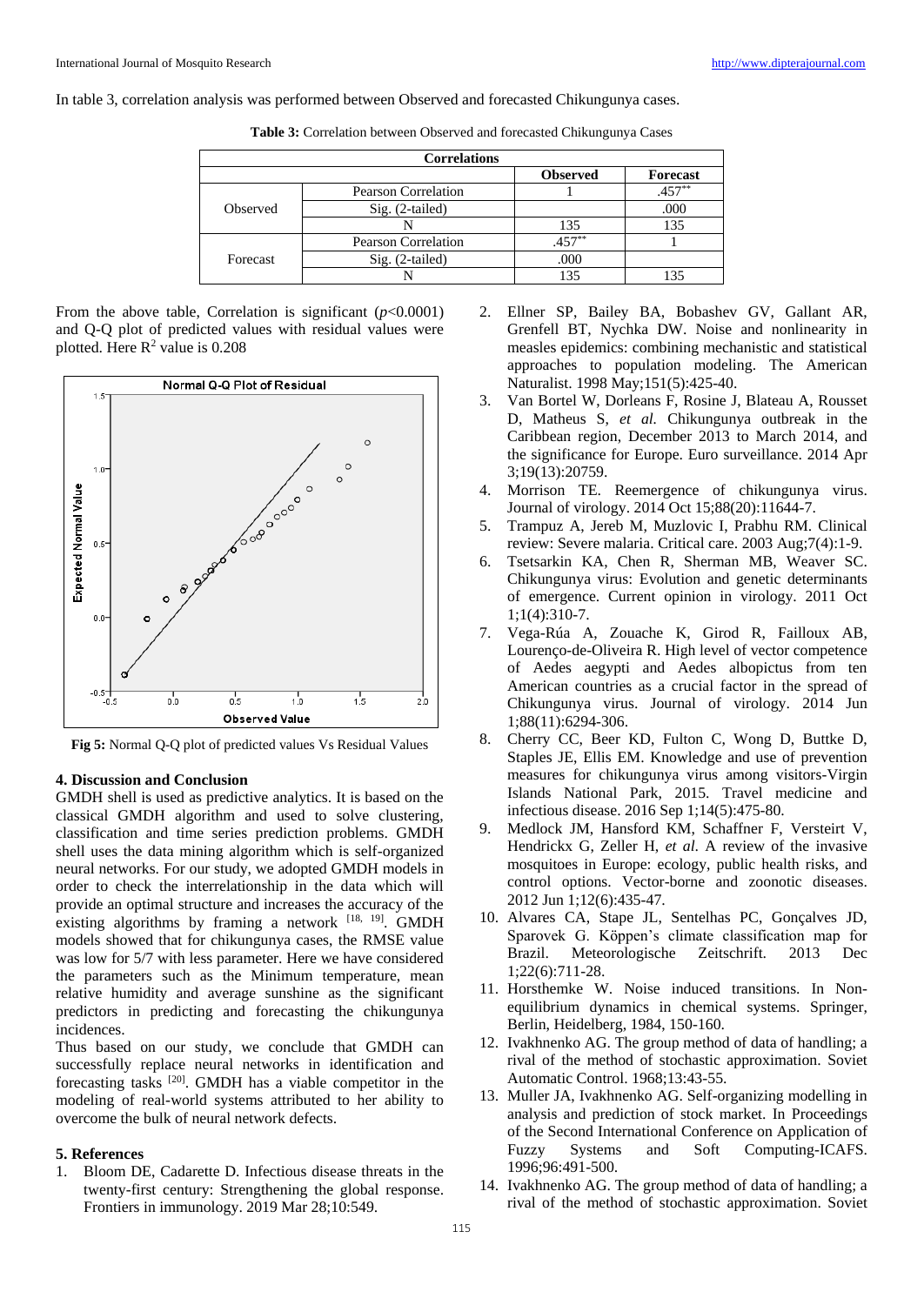In table 3, correlation analysis was performed between Observed and forecasted Chikungunya cases.

**Table 3:** Correlation between Observed and forecasted Chikungunya Cases

| Correlations | | | |
|---|---|---|---|
| | | Observed | Forecast |
| Observed | Pearson Correlation | 1 | .457** |
| | Sig. (2-tailed) | | .000 |
| | N | 135 | 135 |
| Forecast | Pearson Correlation | .457** | 1 |
| | Sig. (2-tailed) | .000 | |
| | N | 135 | 135 |

From the above table, Correlation is significant ($p<0.0001$) and Q-Q plot of predicted values with residual values were plotted. Here $R^2$ value is 0.208

Normal Q-Q Plot of Residual

Expected Normal Value

1.5
1.0
0.5
0.0
-0.5

-0.5
0.0
0.5
1.0
1.5
2.0

Observed Value

**Fig 5:** Normal Q-Q plot of predicted values Vs Residual Values

## 4. Discussion and Conclusion

GMDH shell is used as predictive analytics. It is based on the classical GMDH algorithm and used to solve clustering, classification and time series prediction problems. GMDH shell uses the data mining algorithm which is self-organized neural networks. For our study, we adopted GMDH models in order to check the interrelationship in the data which will provide an optimal structure and increases the accuracy of the existing algorithms by framing a network [18, 19]. GMDH models showed that for chikungunya cases, the RMSE value was low for 5/7 with less parameter. Here we have considered the parameters such as the Minimum temperature, mean relative humidity and average sunshine as the significant predictors in predicting and forecasting the chikungunya incidences.

Thus based on our study, we conclude that GMDH can successfully replace neural networks in identification and forecasting tasks [20]. GMDH has a viable competitor in the modeling of real-world systems attributed to her ability to overcome the bulk of neural network defects.

## 5. References

1. Bloom DE, Cadarette D. Infectious disease threats in the twenty-first century: Strengthening the global response. Frontiers in immunology. 2019 Mar 28;10:549.
2. Ellner SP, Bailey BA, Bobashev GV, Gallant AR, Grenfell BT, Nychka DW. Noise and nonlinearity in measles epidemics: combining mechanistic and statistical approaches to population modeling. The American Naturalist. 1998 May;151(5):425-40.
3. Van Bortel W, Dorleans F, Rosine J, Blateau A, Rousset D, Matheus S, *et al.* Chikungunya outbreak in the Caribbean region, December 2013 to March 2014, and the significance for Europe. Euro surveillance. 2014 Apr 3;19(13):20759.
4. Morrison TE. Reemergence of chikungunya virus. Journal of virology. 2014 Oct 15;88(20):11644-7.
5. Trampuz A, Jereb M, Muzlovic I, Prabhu RM. Clinical review: Severe malaria. Critical care. 2003 Aug;7(4):1-9.
6. Tsetsarkin KA, Chen R, Sherman MB, Weaver SC. Chikungunya virus: Evolution and genetic determinants of emergence. Current opinion in virology. 2011 Oct 1;1(4):310-7.
7. Vega-Rúa A, Zouache K, Girod R, Failloux AB, Lourenço-de-Oliveira R. High level of vector competence of Aedes aegypti and Aedes albopictus from ten American countries as a crucial factor in the spread of Chikungunya virus. Journal of virology. 2014 Jun 1;88(11):6294-306.
8. Cherry CC, Beer KD, Fulton C, Wong D, Buttke D, Staples JE, Ellis EM. Knowledge and use of prevention measures for chikungunya virus among visitors-Virgin Islands National Park, 2015. Travel medicine and infectious disease. 2016 Sep 1;14(5):475-80.
9. Medlock JM, Hansford KM, Schaffner F, Versteirt V, Hendrickx G, Zeller H, *et al.* A review of the invasive mosquitoes in Europe: ecology, public health risks, and control options. Vector-borne and zoonotic diseases. 2012 Jun 1;12(6):435-47.
10. Alvares CA, Stape JL, Sentelhas PC, Gonçalves JD, Sparovek G. Köppen's climate classification map for Brazil. Meteorologische Zeitschrift. 2013 Dec 1;22(6):711-28.
11. Horsthemke W. Noise induced transitions. In Non-equilibrium dynamics in chemical systems. Springer, Berlin, Heidelberg, 1984, 150-160.
12. Ivakhnenko AG. The group method of data of handling; a rival of the method of stochastic approximation. Soviet Automatic Control. 1968;13:43-55.
13. Muller JA, Ivakhnenko AG. Self-organizing modelling in analysis and prediction of stock market. In Proceedings of the Second International Conference on Application of Fuzzy Systems and Soft Computing-ICAFS. 1996;96:491-500.
14. Ivakhnenko AG. The group method of data of handling; a rival of the method of stochastic approximation. Soviet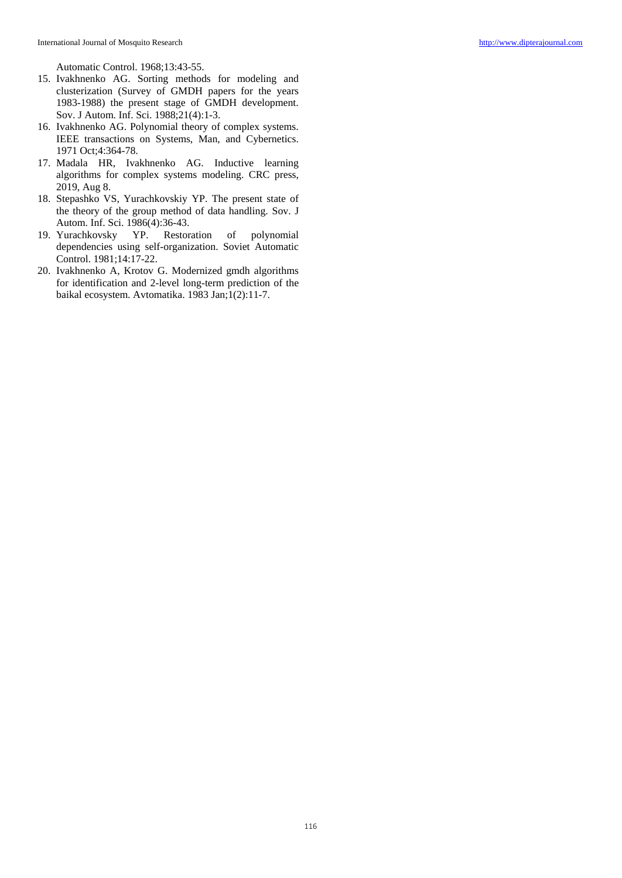Automatic Control. 1968;13:43-55.

15. Ivakhnenko AG. Sorting methods for modeling and clusterization (Survey of GMDH papers for the years 1983-1988) the present stage of GMDH development. Sov. J Autom. Inf. Sci. 1988;21(4):1-3.
16. Ivakhnenko AG. Polynomial theory of complex systems. IEEE transactions on Systems, Man, and Cybernetics. 1971 Oct;4:364-78.
17. Madala HR, Ivakhnenko AG. Inductive learning algorithms for complex systems modeling. CRC press, 2019, Aug 8.
18. Stepashko VS, Yurachkovskiy YP. The present state of the theory of the group method of data handling. Sov. J Autom. Inf. Sci. 1986(4):36-43.
19. Yurachkovsky YP. Restoration of polynomial dependencies using self-organization. Soviet Automatic Control. 1981;14:17-22.
20. Ivakhnenko A, Krotov G. Modernized gmdh algorithms for identification and 2-level long-term prediction of the baikal ecosystem. Avtomatika. 1983 Jan;1(2):11-7.